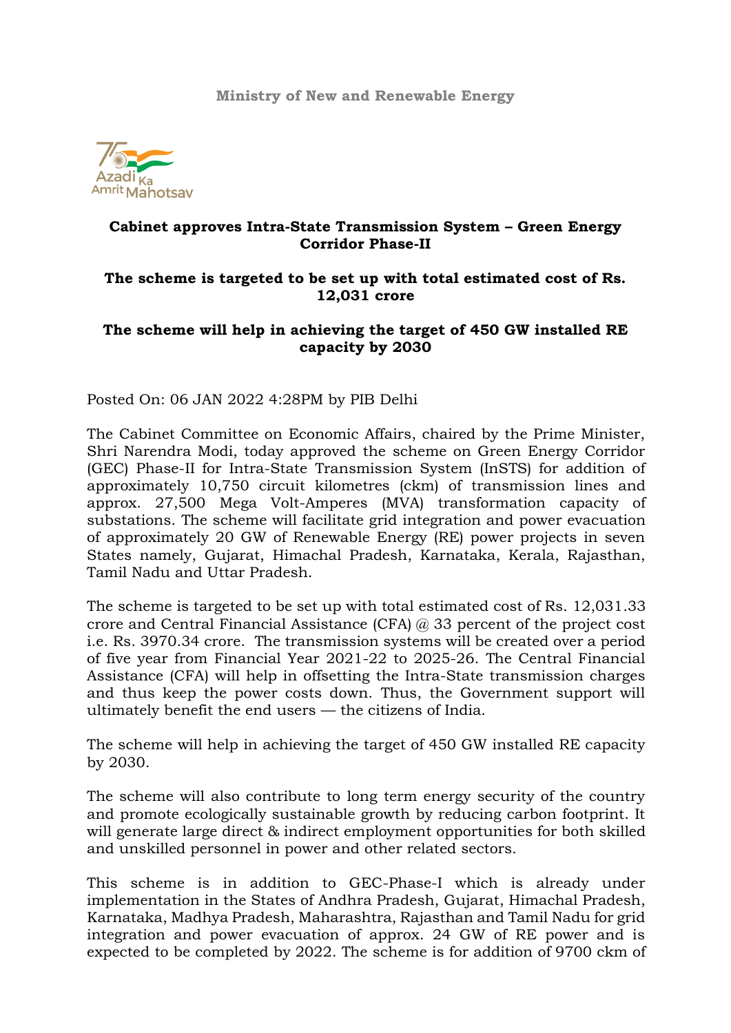**Ministry of New and Renewable Energy**

Azadi Ka Amrit Mahotsav

## Cabinet approves Intra-State Transmission System – Green Energy Corridor Phase-II

### The scheme is targeted to be set up with total estimated cost of Rs. 12,031 crore

### The scheme will help in achieving the target of 450 GW installed RE capacity by 2030

Posted On: 06 JAN 2022 4:28PM by PIB Delhi

The Cabinet Committee on Economic Affairs, chaired by the Prime Minister, Shri Narendra Modi, today approved the scheme on Green Energy Corridor (GEC) Phase-II for Intra-State Transmission System (InSTS) for addition of approximately 10,750 circuit kilometres (ckm) of transmission lines and approx. 27,500 Mega Volt-Amperes (MVA) transformation capacity of substations. The scheme will facilitate grid integration and power evacuation of approximately 20 GW of Renewable Energy (RE) power projects in seven States namely, Gujarat, Himachal Pradesh, Karnataka, Kerala, Rajasthan, Tamil Nadu and Uttar Pradesh.

The scheme is targeted to be set up with total estimated cost of Rs. 12,031.33 crore and Central Financial Assistance (CFA) @ 33 percent of the project cost i.e. Rs. 3970.34 crore. The transmission systems will be created over a period of five year from Financial Year 2021-22 to 2025-26. The Central Financial Assistance (CFA) will help in offsetting the Intra-State transmission charges and thus keep the power costs down. Thus, the Government support will ultimately benefit the end users — the citizens of India.

The scheme will help in achieving the target of 450 GW installed RE capacity by 2030.

The scheme will also contribute to long term energy security of the country and promote ecologically sustainable growth by reducing carbon footprint. It will generate large direct & indirect employment opportunities for both skilled and unskilled personnel in power and other related sectors.

This scheme is in addition to GEC-Phase-I which is already under implementation in the States of Andhra Pradesh, Gujarat, Himachal Pradesh, Karnataka, Madhya Pradesh, Maharashtra, Rajasthan and Tamil Nadu for grid integration and power evacuation of approx. 24 GW of RE power and is expected to be completed by 2022. The scheme is for addition of 9700 ckm of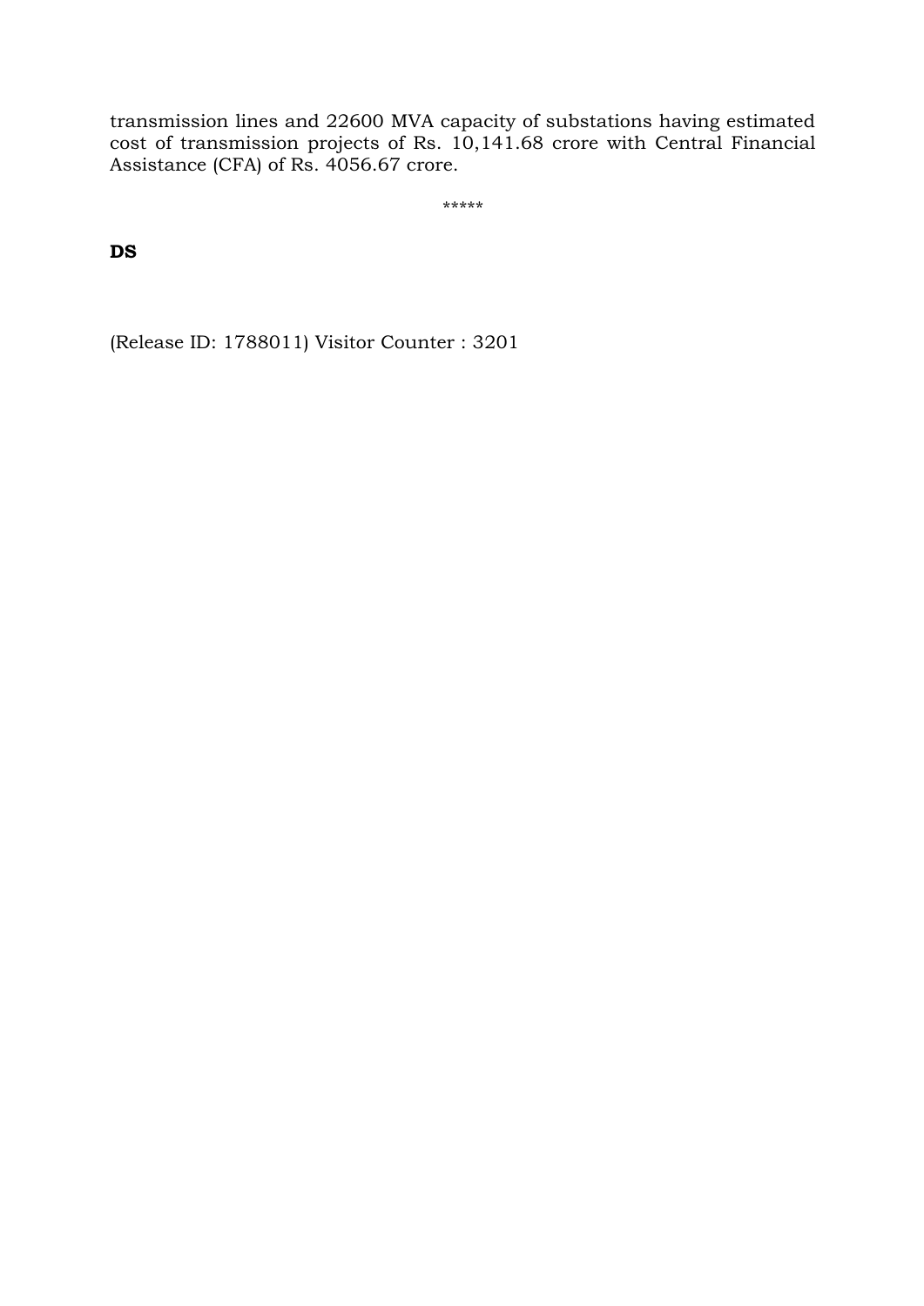transmission lines and 22600 MVA capacity of substations having estimated cost of transmission projects of Rs. 10,141.68 crore with Central Financial Assistance (CFA) of Rs. 4056.67 crore.

*****

**DS**

(Release ID: 1788011) Visitor Counter : 3201